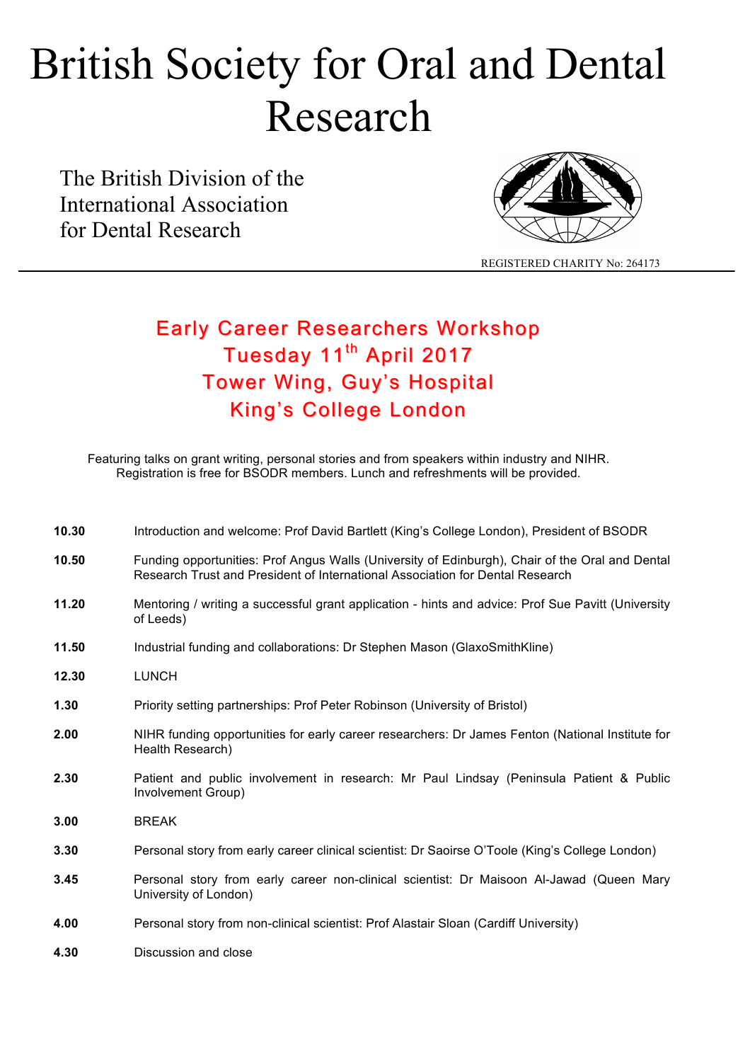# British Society for Oral and Dental Research

The British Division of the International Association for Dental Research

REGISTERED CHARITY No: 264173

## Early Career Researchers Workshop
## Tuesday 11th April 2017
## Tower Wing, Guy's Hospital
## King's College London

Featuring talks on grant writing, personal stories and from speakers within industry and NIHR. Registration is free for BSODR members. Lunch and refreshments will be provided.

| | |
|---|---|
| **10.30** | Introduction and welcome: Prof David Bartlett (King's College London), President of BSODR |
| **10.50** | Funding opportunities: Prof Angus Walls (University of Edinburgh), Chair of the Oral and Dental Research Trust and President of International Association for Dental Research |
| **11.20** | Mentoring / writing a successful grant application - hints and advice: Prof Sue Pavitt (University of Leeds) |
| **11.50** | Industrial funding and collaborations: Dr Stephen Mason (GlaxoSmithKline) |
| **12.30** | LUNCH |
| **1.30** | Priority setting partnerships: Prof Peter Robinson (University of Bristol) |
| **2.00** | NIHR funding opportunities for early career researchers: Dr James Fenton (National Institute for Health Research) |
| **2.30** | Patient and public involvement in research: Mr Paul Lindsay (Peninsula Patient & Public Involvement Group) |
| **3.00** | BREAK |
| **3.30** | Personal story from early career clinical scientist: Dr Saoirse O'Toole (King's College London) |
| **3.45** | Personal story from early career non-clinical scientist: Dr Maisoon Al-Jawad (Queen Mary University of London) |
| **4.00** | Personal story from non-clinical scientist: Prof Alastair Sloan (Cardiff University) |
| **4.30** | Discussion and close |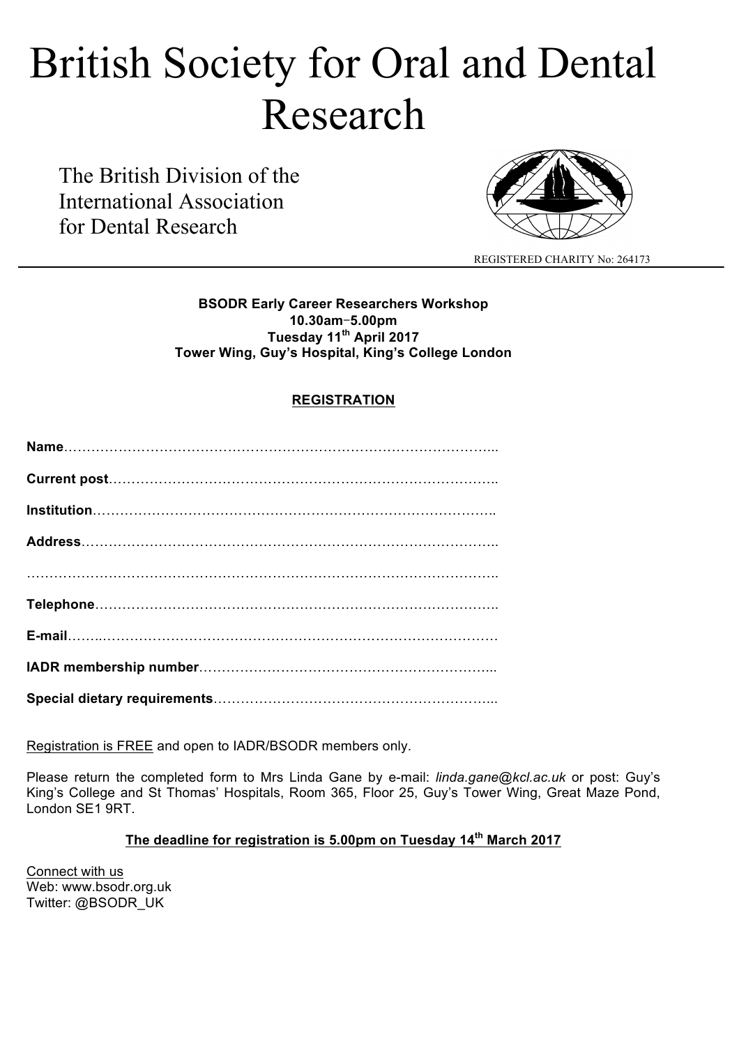# British Society for Oral and Dental Research

The British Division of the International Association for Dental Research

REGISTERED CHARITY No: 264173

**BSODR Early Career Researchers Workshop**
**10.30am–5.00pm**
**Tuesday 11th April 2017**
**Tower Wing, Guy's Hospital, King's College London**

**REGISTRATION**

**Name**…………………………………………………………………………………...

**Current post**…………………………………………………………………………..

**Institution**……………………………………………………………………………..

**Address**…………………………………………………………………………………..

……………………………………………………………………………………………..

**Telephone**………………………………………………………………………………..

**E-mail**……………………………………………………………………………………

**IADR membership number**………………………………………………………...

**Special dietary requirements**……………………………………………………...

Registration is FREE and open to IADR/BSODR members only.

Please return the completed form to Mrs Linda Gane by e-mail: *linda.gane@kcl.ac.uk* or post: Guy's King's College and St Thomas' Hospitals, Room 365, Floor 25, Guy's Tower Wing, Great Maze Pond, London SE1 9RT.

**The deadline for registration is 5.00pm on Tuesday 14th March 2017**

Connect with us
Web: www.bsodr.org.uk
Twitter: @BSODR_UK